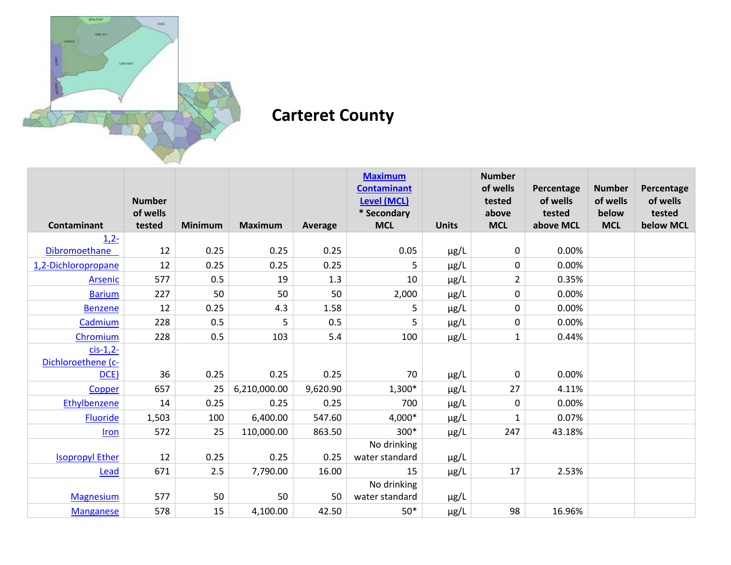# Carteret County

| Contaminant | Number of wells tested | Minimum | Maximum | Average | Maximum Contaminant Level (MCL) * Secondary MCL | Units | Number of wells tested above MCL | Percentage of wells tested above MCL | Number of wells below MCL | Percentage of wells tested below MCL |
|---|---|---|---|---|---|---|---|---|---|---|
| 1,2-Dibromoethane | 12 | 0.25 | 0.25 | 0.25 | 0.05 | µg/L | 0 | 0.00% | | |
| 1,2-Dichloropropane | 12 | 0.25 | 0.25 | 0.25 | 5 | µg/L | 0 | 0.00% | | |
| Arsenic | 577 | 0.5 | 19 | 1.3 | 10 | µg/L | 2 | 0.35% | | |
| Barium | 227 | 50 | 50 | 50 | 2,000 | µg/L | 0 | 0.00% | | |
| Benzene | 12 | 0.25 | 4.3 | 1.58 | 5 | µg/L | 0 | 0.00% | | |
| Cadmium | 228 | 0.5 | 5 | 0.5 | 5 | µg/L | 0 | 0.00% | | |
| Chromium | 228 | 0.5 | 103 | 5.4 | 100 | µg/L | 1 | 0.44% | | |
| cis-1,2-Dichloroethene (c-DCE) | 36 | 0.25 | 0.25 | 0.25 | 70 | µg/L | 0 | 0.00% | | |
| Copper | 657 | 25 | 6,210,000.00 | 9,620.90 | 1,300* | µg/L | 27 | 4.11% | | |
| Ethylbenzene | 14 | 0.25 | 0.25 | 0.25 | 700 | µg/L | 0 | 0.00% | | |
| Fluoride | 1,503 | 100 | 6,400.00 | 547.60 | 4,000* | µg/L | 1 | 0.07% | | |
| Iron | 572 | 25 | 110,000.00 | 863.50 | 300* | µg/L | 247 | 43.18% | | |
| Isopropyl Ether | 12 | 0.25 | 0.25 | 0.25 | No drinking water standard | µg/L | | | | |
| Lead | 671 | 2.5 | 7,790.00 | 16.00 | 15 | µg/L | 17 | 2.53% | | |
| Magnesium | 577 | 50 | 50 | 50 | No drinking water standard | µg/L | | | | |
| Manganese | 578 | 15 | 4,100.00 | 42.50 | 50* | µg/L | 98 | 16.96% | | |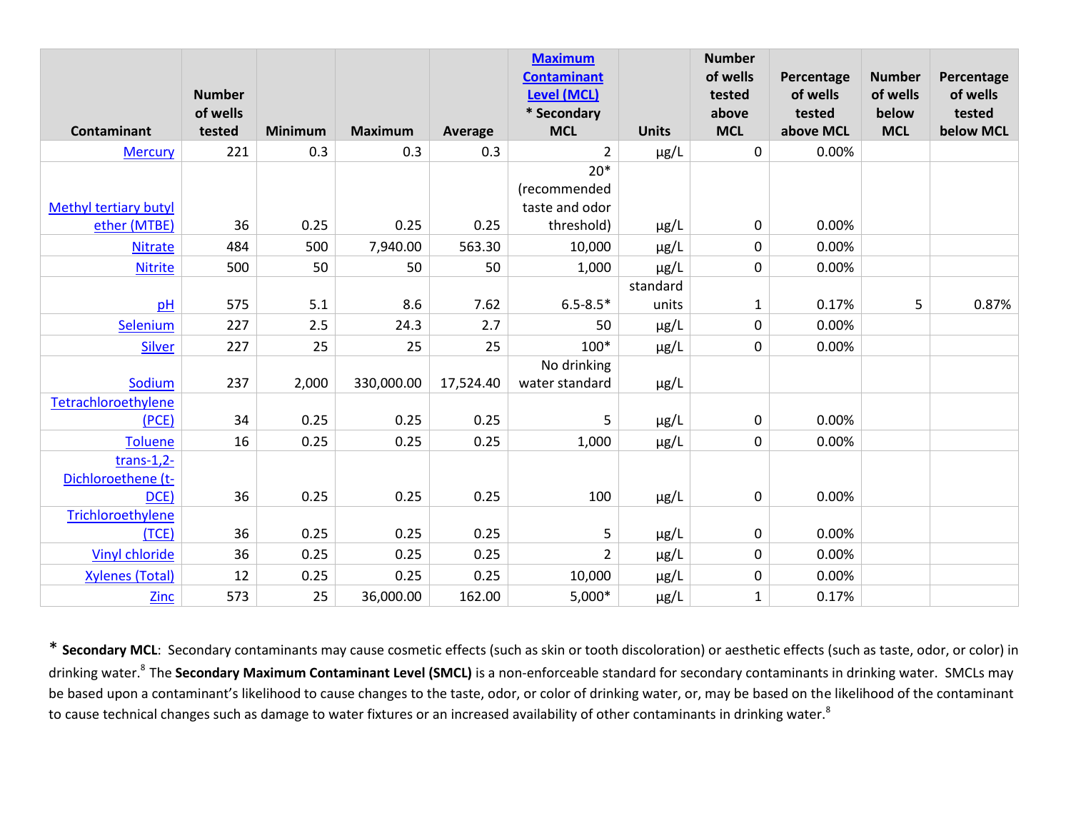| Contaminant | Number of wells tested | Minimum | Maximum | Average | Maximum Contaminant Level (MCL) * Secondary MCL | Units | Number of wells tested above MCL | Percentage of wells tested above MCL | Number of wells below MCL | Percentage of wells tested below MCL |
|---|---|---|---|---|---|---|---|---|---|---|
| Mercury | 221 | 0.3 | 0.3 | 0.3 | 2 | µg/L | 0 | 0.00% | | |
| Methyl tertiary butyl ether (MTBE) | 36 | 0.25 | 0.25 | 0.25 | 20* (recommended taste and odor threshold) | µg/L | 0 | 0.00% | | |
| Nitrate | 484 | 500 | 7,940.00 | 563.30 | 10,000 | µg/L | 0 | 0.00% | | |
| Nitrite | 500 | 50 | 50 | 50 | 1,000 | µg/L | 0 | 0.00% | | |
| pH | 575 | 5.1 | 8.6 | 7.62 | 6.5-8.5* | standard units | 1 | 0.17% | 5 | 0.87% |
| Selenium | 227 | 2.5 | 24.3 | 2.7 | 50 | µg/L | 0 | 0.00% | | |
| Silver | 227 | 25 | 25 | 25 | 100* | µg/L | 0 | 0.00% | | |
| Sodium | 237 | 2,000 | 330,000.00 | 17,524.40 | No drinking water standard | µg/L | | | | |
| Tetrachloroethylene (PCE) | 34 | 0.25 | 0.25 | 0.25 | 5 | µg/L | 0 | 0.00% | | |
| Toluene | 16 | 0.25 | 0.25 | 0.25 | 1,000 | µg/L | 0 | 0.00% | | |
| trans-1,2-Dichloroethene (t-DCE) | 36 | 0.25 | 0.25 | 0.25 | 100 | µg/L | 0 | 0.00% | | |
| Trichloroethylene (TCE) | 36 | 0.25 | 0.25 | 0.25 | 5 | µg/L | 0 | 0.00% | | |
| Vinyl chloride | 36 | 0.25 | 0.25 | 0.25 | 2 | µg/L | 0 | 0.00% | | |
| Xylenes (Total) | 12 | 0.25 | 0.25 | 0.25 | 10,000 | µg/L | 0 | 0.00% | | |
| Zinc | 573 | 25 | 36,000.00 | 162.00 | 5,000* | µg/L | 1 | 0.17% | | |

* **Secondary MCL**: Secondary contaminants may cause cosmetic effects (such as skin or tooth discoloration) or aesthetic effects (such as taste, odor, or color) in drinking water.[8] The **Secondary Maximum Contaminant Level (SMCL)** is a non-enforceable standard for secondary contaminants in drinking water. SMCLs may be based upon a contaminant's likelihood to cause changes to the taste, odor, or color of drinking water, or, may be based on the likelihood of the contaminant to cause technical changes such as damage to water fixtures or an increased availability of other contaminants in drinking water.[8]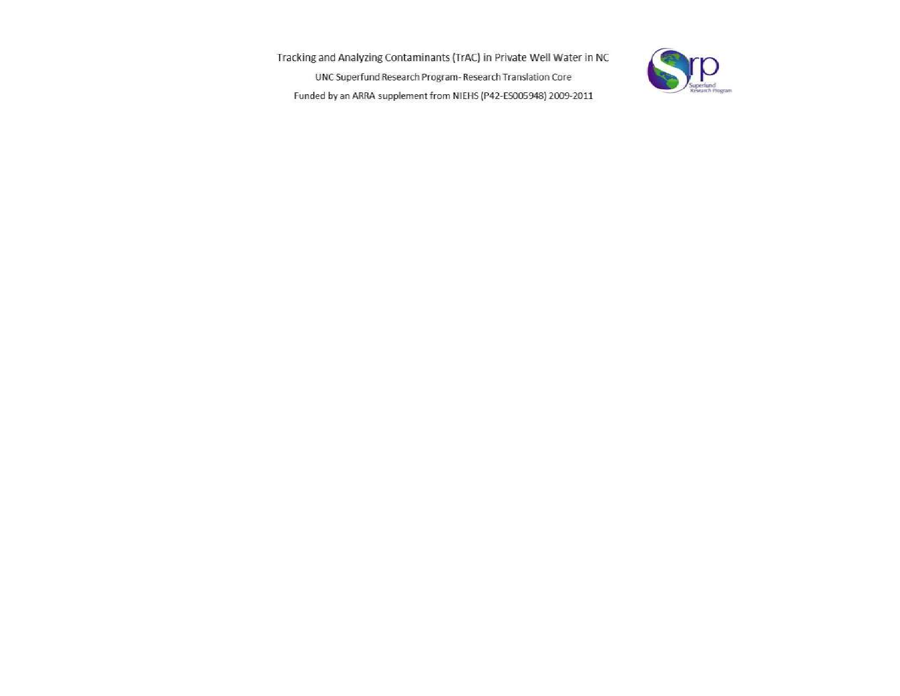Tracking and Analyzing Contaminants (TrAC) in Private Well Water in NC

UNC Superfund Research Program- Research Translation Core

Funded by an ARRA supplement from NIEHS (P42-ES005948) 2009-2011